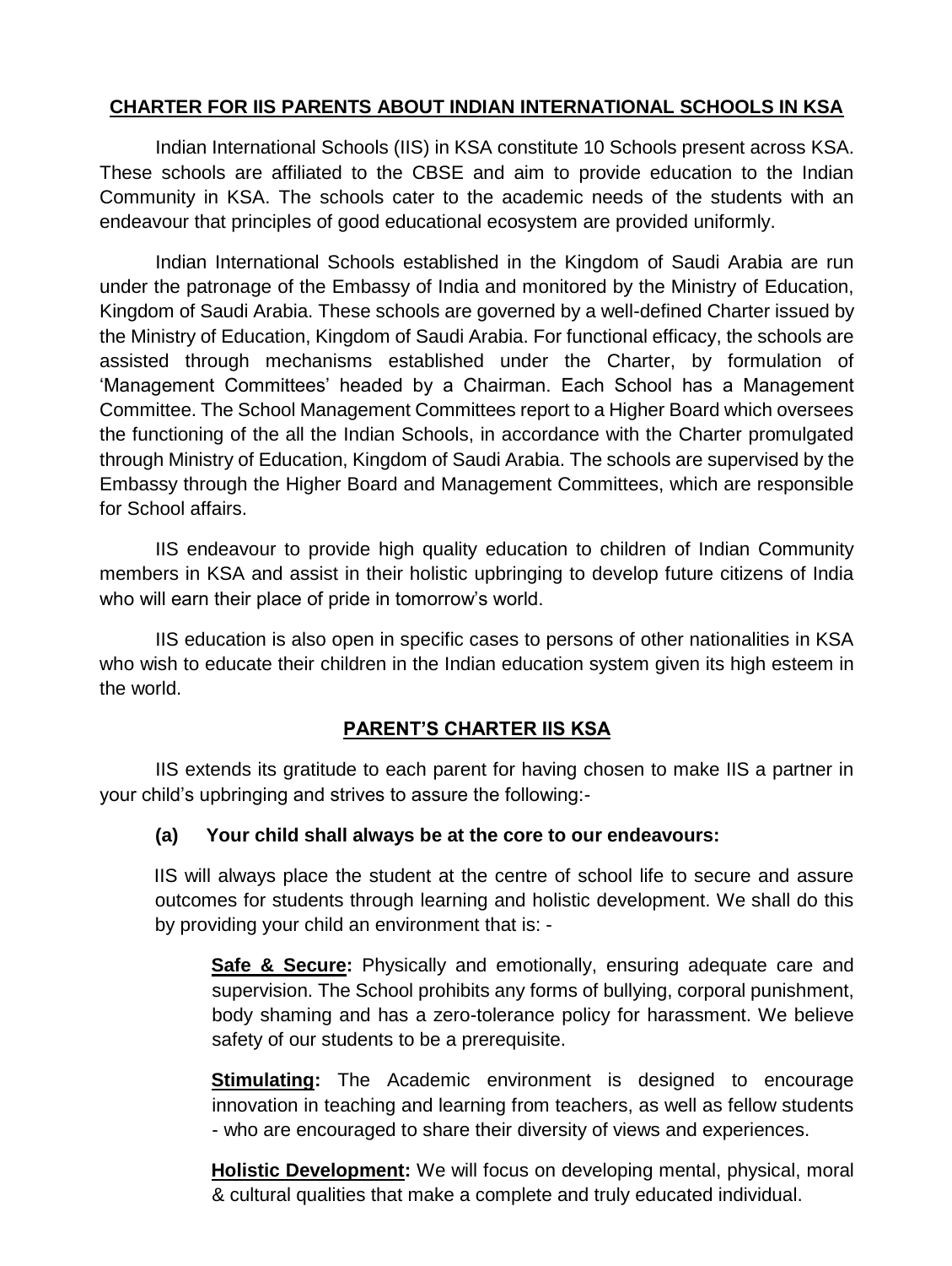## **CHARTER FOR IIS PARENTS ABOUT INDIAN INTERNATIONAL SCHOOLS IN KSA**

Indian International Schools (IIS) in KSA constitute 10 Schools present across KSA. These schools are affiliated to the CBSE and aim to provide education to the Indian Community in KSA. The schools cater to the academic needs of the students with an endeavour that principles of good educational ecosystem are provided uniformly.

Indian International Schools established in the Kingdom of Saudi Arabia are run under the patronage of the Embassy of India and monitored by the Ministry of Education, Kingdom of Saudi Arabia. These schools are governed by a well-defined Charter issued by the Ministry of Education, Kingdom of Saudi Arabia. For functional efficacy, the schools are assisted through mechanisms established under the Charter, by formulation of 'Management Committees' headed by a Chairman. Each School has a Management Committee. The School Management Committees report to a Higher Board which oversees the functioning of the all the Indian Schools, in accordance with the Charter promulgated through Ministry of Education, Kingdom of Saudi Arabia. The schools are supervised by the Embassy through the Higher Board and Management Committees, which are responsible for School affairs.

IIS endeavour to provide high quality education to children of Indian Community members in KSA and assist in their holistic upbringing to develop future citizens of India who will earn their place of pride in tomorrow's world.

IIS education is also open in specific cases to persons of other nationalities in KSA who wish to educate their children in the Indian education system given its high esteem in the world.

## **PARENT'S CHARTER IIS KSA**

IIS extends its gratitude to each parent for having chosen to make IIS a partner in your child's upbringing and strives to assure the following:-

**(a) Your child shall always be at the core to our endeavours:**

IIS will always place the student at the centre of school life to secure and assure outcomes for students through learning and holistic development. We shall do this by providing your child an environment that is: -

**Safe & Secure:** Physically and emotionally, ensuring adequate care and supervision. The School prohibits any forms of bullying, corporal punishment, body shaming and has a zero-tolerance policy for harassment. We believe safety of our students to be a prerequisite.

**Stimulating:** The Academic environment is designed to encourage innovation in teaching and learning from teachers, as well as fellow students - who are encouraged to share their diversity of views and experiences.

**Holistic Development:** We will focus on developing mental, physical, moral & cultural qualities that make a complete and truly educated individual.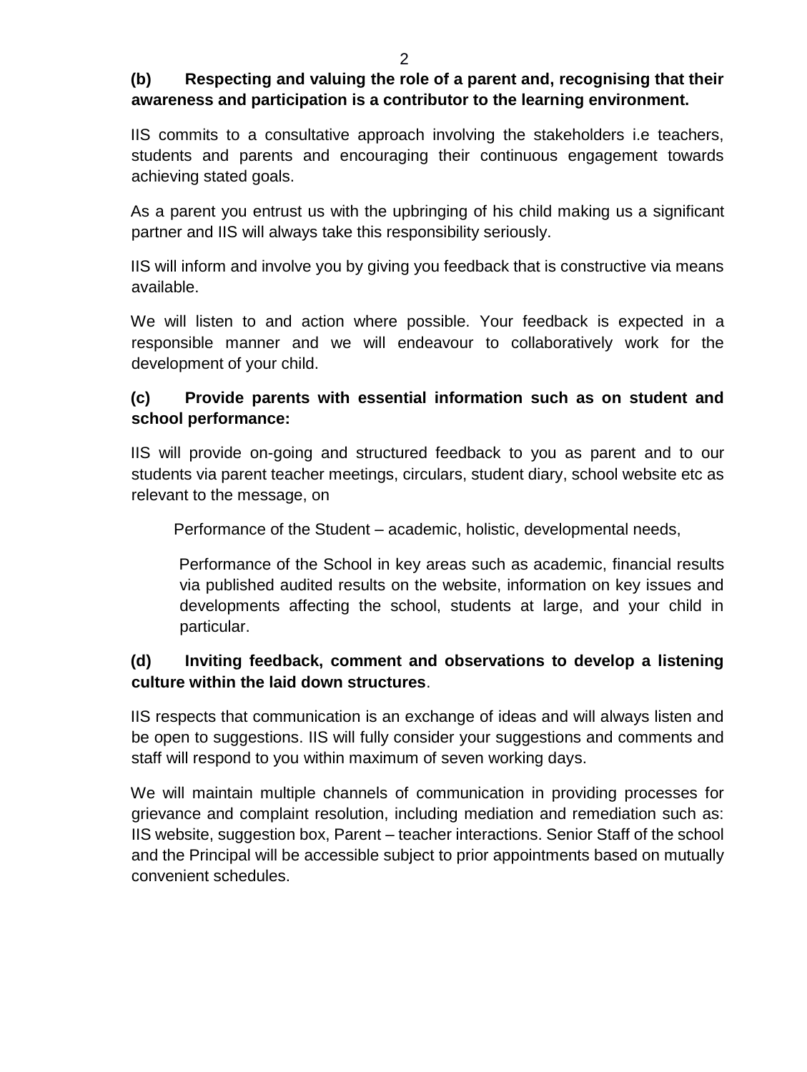**(b) Respecting and valuing the role of a parent and, recognising that their awareness and participation is a contributor to the learning environment.**

IIS commits to a consultative approach involving the stakeholders i.e teachers, students and parents and encouraging their continuous engagement towards achieving stated goals.

As a parent you entrust us with the upbringing of his child making us a significant partner and IIS will always take this responsibility seriously.

IIS will inform and involve you by giving you feedback that is constructive via means available.

We will listen to and action where possible. Your feedback is expected in a responsible manner and we will endeavour to collaboratively work for the development of your child.

**(c) Provide parents with essential information such as on student and school performance:**

IIS will provide on-going and structured feedback to you as parent and to our students via parent teacher meetings, circulars, student diary, school website etc as relevant to the message, on

Performance of the Student – academic, holistic, developmental needs,

Performance of the School in key areas such as academic, financial results via published audited results on the website, information on key issues and developments affecting the school, students at large, and your child in particular.

**(d) Inviting feedback, comment and observations to develop a listening culture within the laid down structures**.

IIS respects that communication is an exchange of ideas and will always listen and be open to suggestions. IIS will fully consider your suggestions and comments and staff will respond to you within maximum of seven working days.

We will maintain multiple channels of communication in providing processes for grievance and complaint resolution, including mediation and remediation such as: IIS website, suggestion box, Parent – teacher interactions. Senior Staff of the school and the Principal will be accessible subject to prior appointments based on mutually convenient schedules.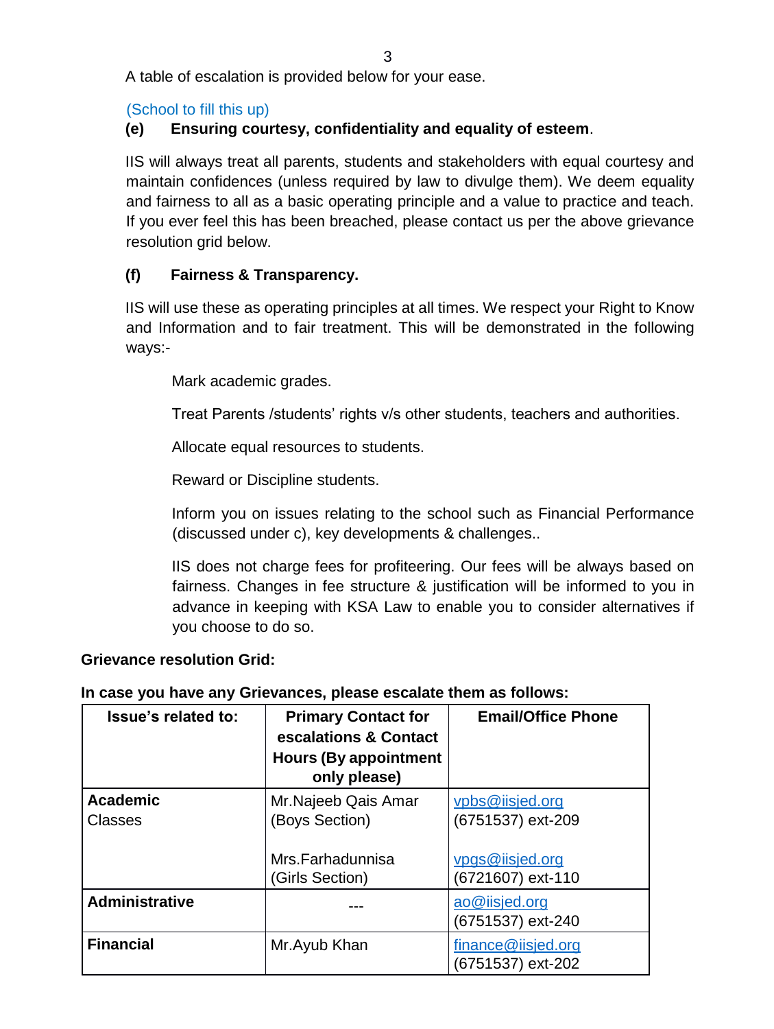A table of escalation is provided below for your ease.

(School to fill this up)

**(e) Ensuring courtesy, confidentiality and equality of esteem**.

IIS will always treat all parents, students and stakeholders with equal courtesy and maintain confidences (unless required by law to divulge them). We deem equality and fairness to all as a basic operating principle and a value to practice and teach. If you ever feel this has been breached, please contact us per the above grievance resolution grid below.

**(f) Fairness & Transparency.**

IIS will use these as operating principles at all times. We respect your Right to Know and Information and to fair treatment. This will be demonstrated in the following ways:-

Mark academic grades.

Treat Parents /students' rights v/s other students, teachers and authorities.

Allocate equal resources to students.

Reward or Discipline students.

Inform you on issues relating to the school such as Financial Performance (discussed under c), key developments & challenges..

IIS does not charge fees for profiteering. Our fees will be always based on fairness. Changes in fee structure & justification will be informed to you in advance in keeping with KSA Law to enable you to consider alternatives if you choose to do so.

**Grievance resolution Grid:**

**In case you have any Grievances, please escalate them as follows:**

| Issue's related to: | Primary Contact for escalations & Contact Hours (By appointment only please) | Email/Office Phone |
| --- | --- | --- |
| **Academic** Classes | Mr.Najeeb Qais Amar (Boys Section)<br><br>Mrs.Farhadunnisa (Girls Section) | vpbs@iisjed.org (6751537) ext-209<br><br>vpgs@iisjed.org (6721607) ext-110 |
| **Administrative** | --- | ao@iisjed.org (6751537) ext-240 |
| **Financial** | Mr.Ayub Khan | finance@iisjed.org (6751537) ext-202 |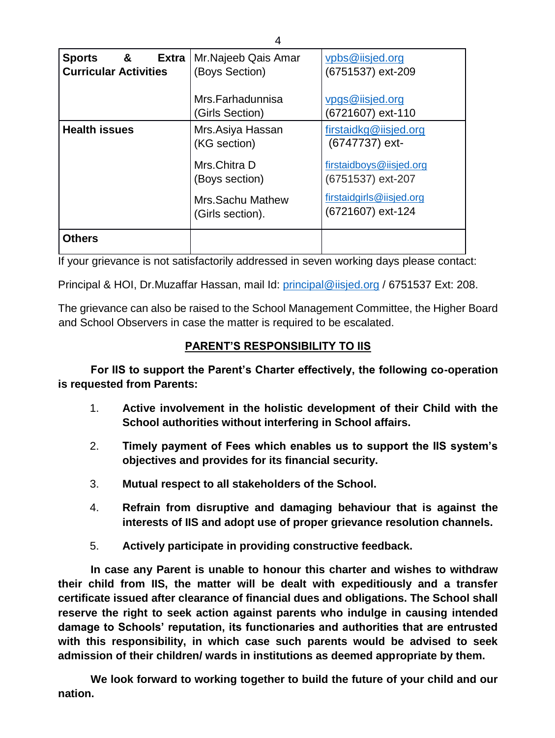| | | |
|---|---|---|
| **Sports & Extra Curricular Activities** | Mr.Najeeb Qais Amar (Boys Section)<br><br>Mrs.Farhadunnisa (Girls Section) | vpbs@iisjed.org (6751537) ext-209<br><br>vpgs@iisjed.org (6721607) ext-110 |
| **Health issues** | Mrs.Asiya Hassan (KG section)<br><br>Mrs.Chitra D (Boys section)<br><br>Mrs.Sachu Mathew (Girls section). | firstaidkg@iisjed.org (6747737) ext-<br><br>firstaidboys@iisjed.org (6751537) ext-207<br><br>firstaidgirls@iisjed.org (6721607) ext-124 |
| **Others** | | |

If your grievance is not satisfactorily addressed in seven working days please contact:

Principal & HOI, Dr.Muzaffar Hassan, mail Id: principal@iisjed.org / 6751537 Ext: 208.

The grievance can also be raised to the School Management Committee, the Higher Board and School Observers in case the matter is required to be escalated.

## PARENT'S RESPONSIBILITY TO IIS

**For IIS to support the Parent's Charter effectively, the following co-operation is requested from Parents:**

1. **Active involvement in the holistic development of their Child with the School authorities without interfering in School affairs.**
2. **Timely payment of Fees which enables us to support the IIS system's objectives and provides for its financial security.**
3. **Mutual respect to all stakeholders of the School.**
4. **Refrain from disruptive and damaging behaviour that is against the interests of IIS and adopt use of proper grievance resolution channels.**
5. **Actively participate in providing constructive feedback.**

**In case any Parent is unable to honour this charter and wishes to withdraw their child from IIS, the matter will be dealt with expeditiously and a transfer certificate issued after clearance of financial dues and obligations. The School shall reserve the right to seek action against parents who indulge in causing intended damage to Schools' reputation, its functionaries and authorities that are entrusted with this responsibility, in which case such parents would be advised to seek admission of their children/ wards in institutions as deemed appropriate by them.**

**We look forward to working together to build the future of your child and our nation.**